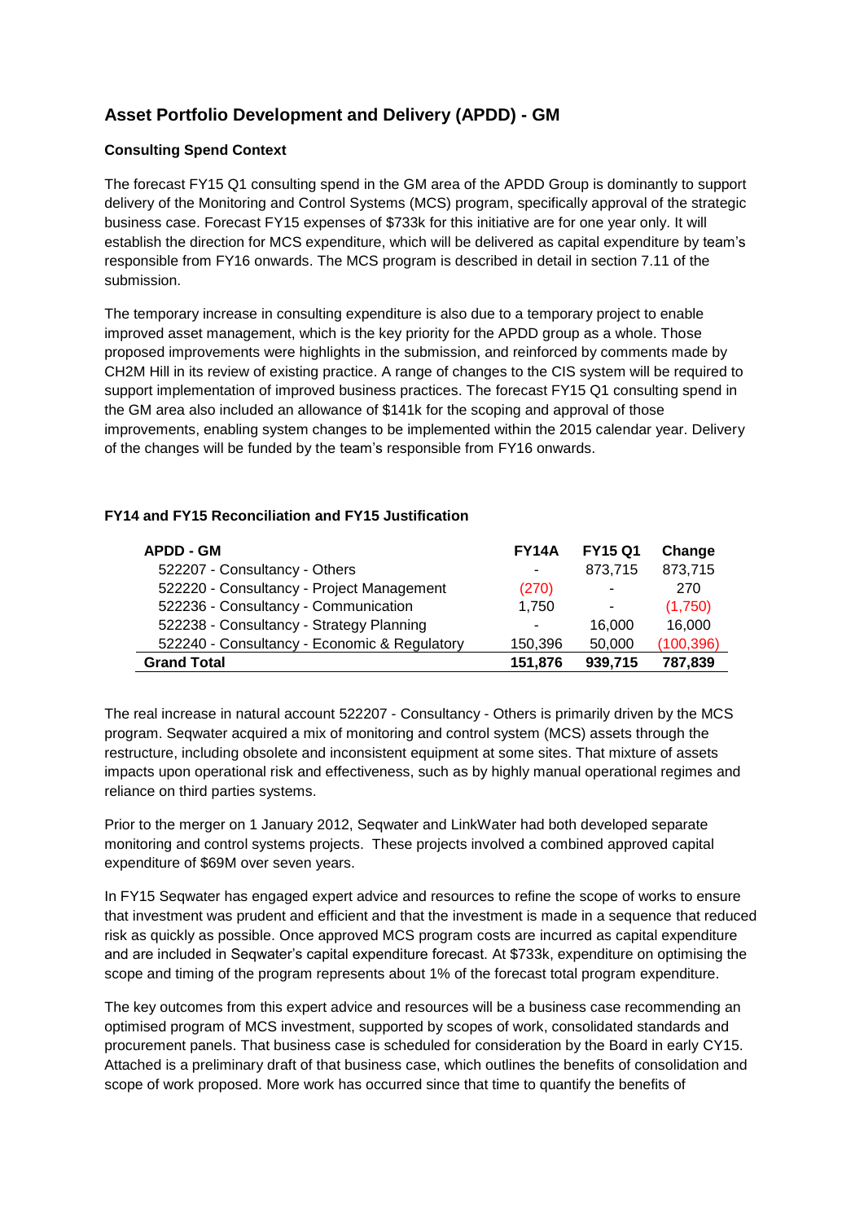## Asset Portfolio Development and Delivery (APDD) - GM

### Consulting Spend Context

The forecast FY15 Q1 consulting spend in the GM area of the APDD Group is dominantly to support delivery of the Monitoring and Control Systems (MCS) program, specifically approval of the strategic business case. Forecast FY15 expenses of $733k for this initiative are for one year only. It will establish the direction for MCS expenditure, which will be delivered as capital expenditure by team's responsible from FY16 onwards. The MCS program is described in detail in section 7.11 of the submission.

The temporary increase in consulting expenditure is also due to a temporary project to enable improved asset management, which is the key priority for the APDD group as a whole. Those proposed improvements were highlights in the submission, and reinforced by comments made by CH2M Hill in its review of existing practice. A range of changes to the CIS system will be required to support implementation of improved business practices. The forecast FY15 Q1 consulting spend in the GM area also included an allowance of $141k for the scoping and approval of those improvements, enabling system changes to be implemented within the 2015 calendar year. Delivery of the changes will be funded by the team's responsible from FY16 onwards.

### FY14 and FY15 Reconciliation and FY15 Justification

| APDD - GM | FY14A | FY15 Q1 | Change |
|---|---|---|---|
| 522207 - Consultancy - Others | - | 873,715 | 873,715 |
| 522220 - Consultancy - Project Management | (270) | - | 270 |
| 522236 - Consultancy - Communication | 1,750 | - | (1,750) |
| 522238 - Consultancy - Strategy Planning | - | 16,000 | 16,000 |
| 522240 - Consultancy - Economic & Regulatory | 150,396 | 50,000 | (100,396) |
| **Grand Total** | **151,876** | **939,715** | **787,839** |

The real increase in natural account 522207 - Consultancy - Others is primarily driven by the MCS program. Seqwater acquired a mix of monitoring and control system (MCS) assets through the restructure, including obsolete and inconsistent equipment at some sites. That mixture of assets impacts upon operational risk and effectiveness, such as by highly manual operational regimes and reliance on third parties systems.

Prior to the merger on 1 January 2012, Seqwater and LinkWater had both developed separate monitoring and control systems projects. These projects involved a combined approved capital expenditure of $69M over seven years.

In FY15 Seqwater has engaged expert advice and resources to refine the scope of works to ensure that investment was prudent and efficient and that the investment is made in a sequence that reduced risk as quickly as possible. Once approved MCS program costs are incurred as capital expenditure and are included in Seqwater's capital expenditure forecast. At $733k, expenditure on optimising the scope and timing of the program represents about 1% of the forecast total program expenditure.

The key outcomes from this expert advice and resources will be a business case recommending an optimised program of MCS investment, supported by scopes of work, consolidated standards and procurement panels. That business case is scheduled for consideration by the Board in early CY15. Attached is a preliminary draft of that business case, which outlines the benefits of consolidation and scope of work proposed. More work has occurred since that time to quantify the benefits of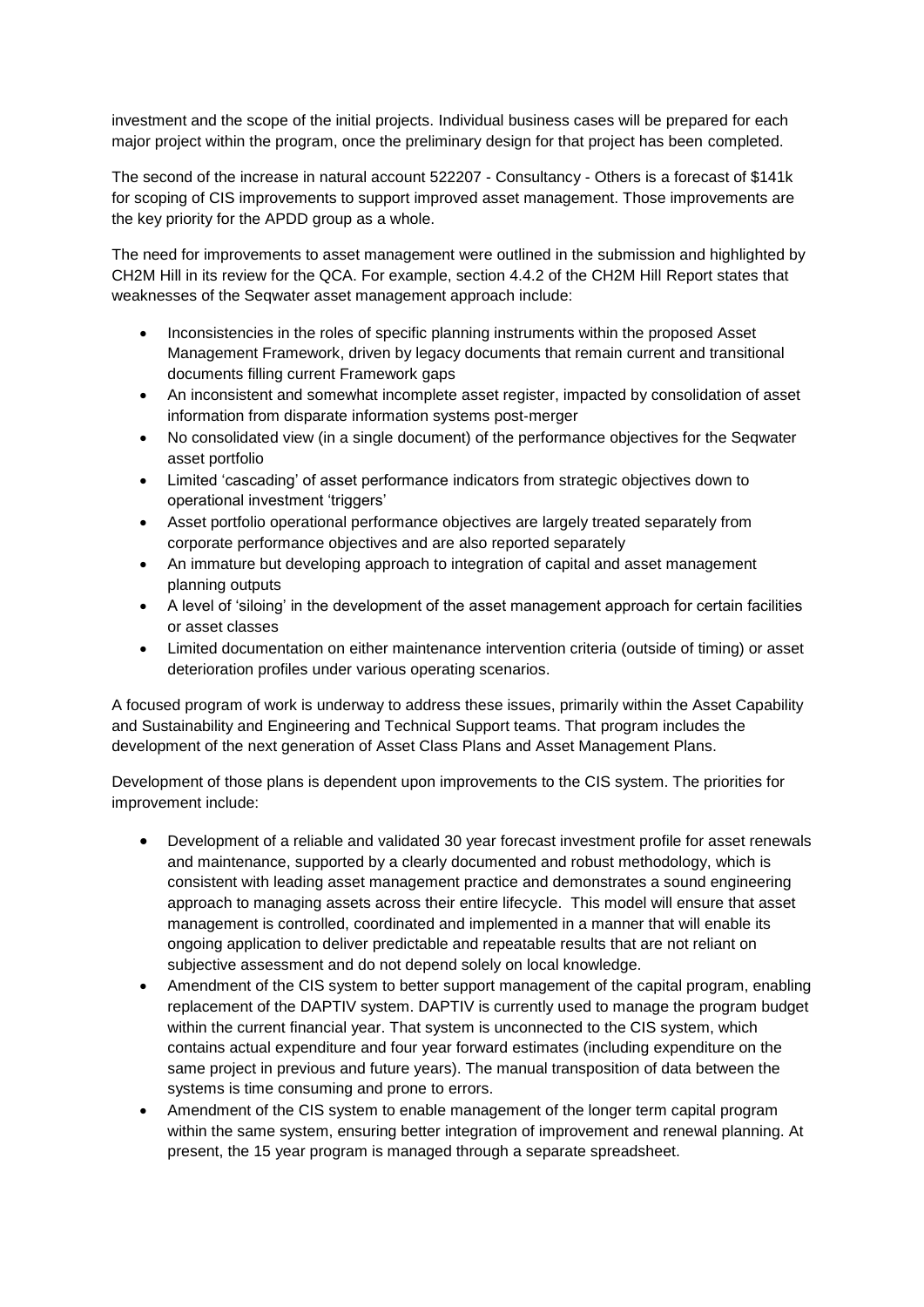investment and the scope of the initial projects. Individual business cases will be prepared for each major project within the program, once the preliminary design for that project has been completed.

The second of the increase in natural account 522207 - Consultancy - Others is a forecast of $141k for scoping of CIS improvements to support improved asset management. Those improvements are the key priority for the APDD group as a whole.

The need for improvements to asset management were outlined in the submission and highlighted by CH2M Hill in its review for the QCA. For example, section 4.4.2 of the CH2M Hill Report states that weaknesses of the Seqwater asset management approach include:

- Inconsistencies in the roles of specific planning instruments within the proposed Asset Management Framework, driven by legacy documents that remain current and transitional documents filling current Framework gaps
- An inconsistent and somewhat incomplete asset register, impacted by consolidation of asset information from disparate information systems post-merger
- No consolidated view (in a single document) of the performance objectives for the Seqwater asset portfolio
- Limited 'cascading' of asset performance indicators from strategic objectives down to operational investment 'triggers'
- Asset portfolio operational performance objectives are largely treated separately from corporate performance objectives and are also reported separately
- An immature but developing approach to integration of capital and asset management planning outputs
- A level of 'siloing' in the development of the asset management approach for certain facilities or asset classes
- Limited documentation on either maintenance intervention criteria (outside of timing) or asset deterioration profiles under various operating scenarios.

A focused program of work is underway to address these issues, primarily within the Asset Capability and Sustainability and Engineering and Technical Support teams. That program includes the development of the next generation of Asset Class Plans and Asset Management Plans.

Development of those plans is dependent upon improvements to the CIS system. The priorities for improvement include:

- Development of a reliable and validated 30 year forecast investment profile for asset renewals and maintenance, supported by a clearly documented and robust methodology, which is consistent with leading asset management practice and demonstrates a sound engineering approach to managing assets across their entire lifecycle. This model will ensure that asset management is controlled, coordinated and implemented in a manner that will enable its ongoing application to deliver predictable and repeatable results that are not reliant on subjective assessment and do not depend solely on local knowledge.
- Amendment of the CIS system to better support management of the capital program, enabling replacement of the DAPTIV system. DAPTIV is currently used to manage the program budget within the current financial year. That system is unconnected to the CIS system, which contains actual expenditure and four year forward estimates (including expenditure on the same project in previous and future years). The manual transposition of data between the systems is time consuming and prone to errors.
- Amendment of the CIS system to enable management of the longer term capital program within the same system, ensuring better integration of improvement and renewal planning. At present, the 15 year program is managed through a separate spreadsheet.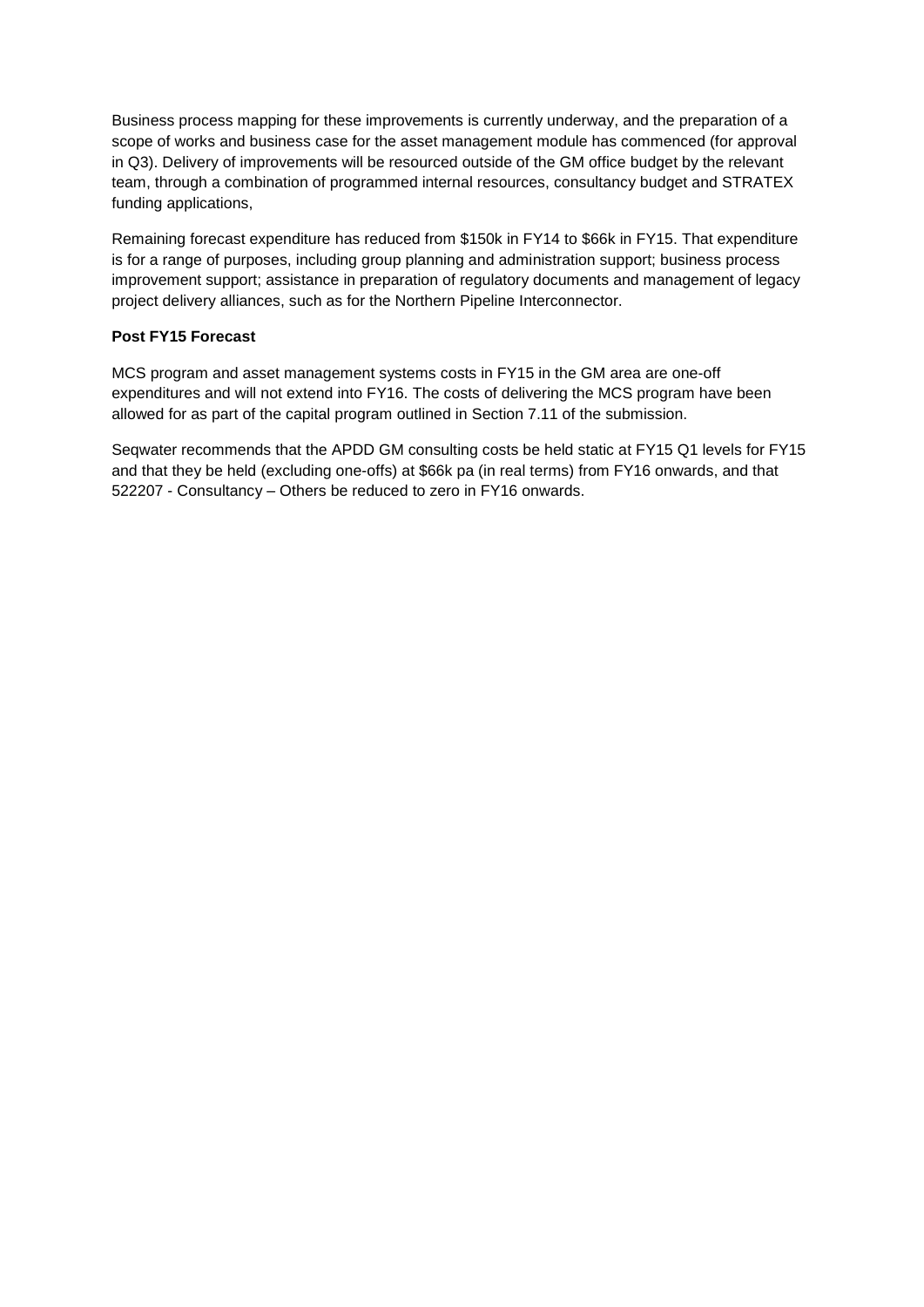Business process mapping for these improvements is currently underway, and the preparation of a scope of works and business case for the asset management module has commenced (for approval in Q3). Delivery of improvements will be resourced outside of the GM office budget by the relevant team, through a combination of programmed internal resources, consultancy budget and STRATEX funding applications,

Remaining forecast expenditure has reduced from $150k in FY14 to $66k in FY15. That expenditure is for a range of purposes, including group planning and administration support; business process improvement support; assistance in preparation of regulatory documents and management of legacy project delivery alliances, such as for the Northern Pipeline Interconnector.

**Post FY15 Forecast**

MCS program and asset management systems costs in FY15 in the GM area are one-off expenditures and will not extend into FY16. The costs of delivering the MCS program have been allowed for as part of the capital program outlined in Section 7.11 of the submission.

Seqwater recommends that the APDD GM consulting costs be held static at FY15 Q1 levels for FY15 and that they be held (excluding one-offs) at $66k pa (in real terms) from FY16 onwards, and that 522207 - Consultancy – Others be reduced to zero in FY16 onwards.